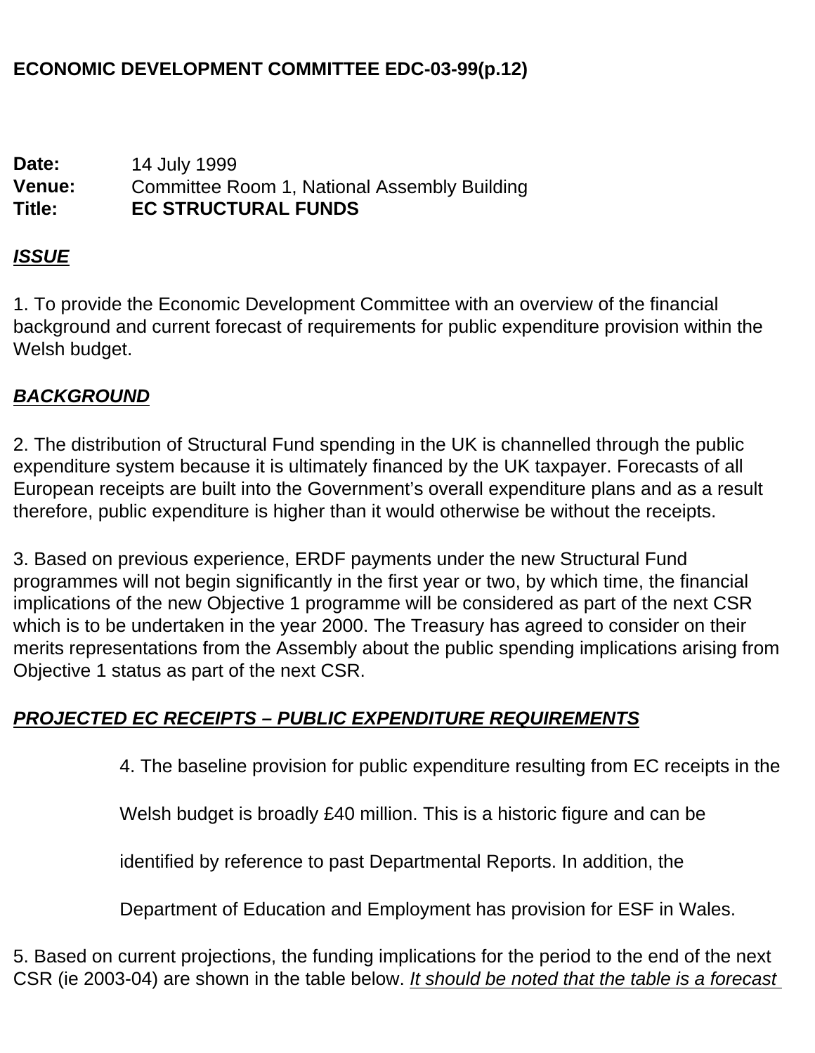**ECONOMIC DEVELOPMENT COMMITTEE EDC-03-99(p.12)**

**Date:** 14 July 1999
**Venue:** Committee Room 1, National Assembly Building
**Title:** **EC STRUCTURAL FUNDS**

***ISSUE***

1. To provide the Economic Development Committee with an overview of the financial background and current forecast of requirements for public expenditure provision within the Welsh budget.

***BACKGROUND***

2. The distribution of Structural Fund spending in the UK is channelled through the public expenditure system because it is ultimately financed by the UK taxpayer. Forecasts of all European receipts are built into the Government's overall expenditure plans and as a result therefore, public expenditure is higher than it would otherwise be without the receipts.

3. Based on previous experience, ERDF payments under the new Structural Fund programmes will not begin significantly in the first year or two, by which time, the financial implications of the new Objective 1 programme will be considered as part of the next CSR which is to be undertaken in the year 2000. The Treasury has agreed to consider on their merits representations from the Assembly about the public spending implications arising from Objective 1 status as part of the next CSR.

***PROJECTED EC RECEIPTS – PUBLIC EXPENDITURE REQUIREMENTS***

4. The baseline provision for public expenditure resulting from EC receipts in the Welsh budget is broadly £40 million. This is a historic figure and can be identified by reference to past Departmental Reports. In addition, the Department of Education and Employment has provision for ESF in Wales.

5. Based on current projections, the funding implications for the period to the end of the next CSR (ie 2003-04) are shown in the table below. *It should be noted that the table is a forecast*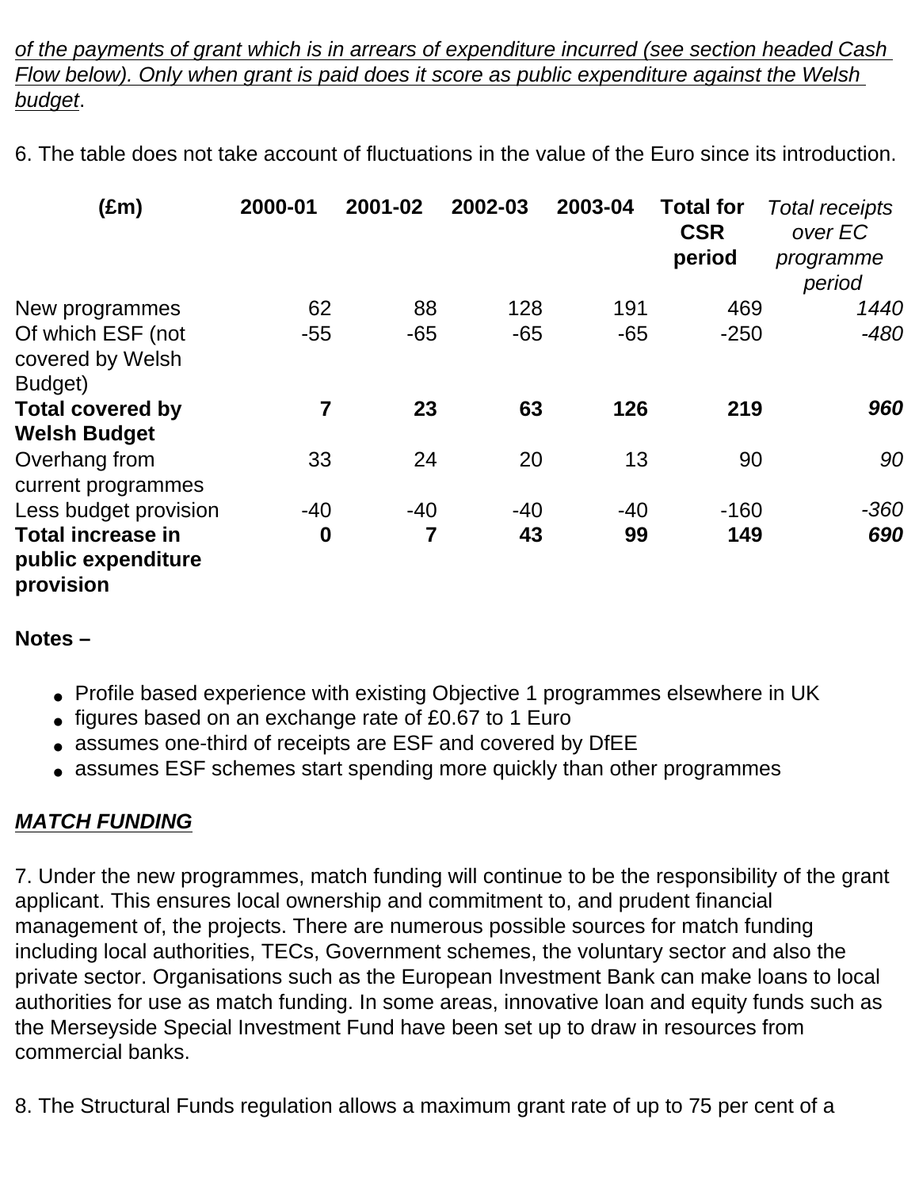*of the payments of grant which is in arrears of expenditure incurred (see section headed Cash Flow below). Only when grant is paid does it score as public expenditure against the Welsh budget*.

6. The table does not take account of fluctuations in the value of the Euro since its introduction.

| (£m) | 2000-01 | 2001-02 | 2002-03 | 2003-04 | Total for CSR period | *Total receipts over EC programme period* |
|---|---|---|---|---|---|---|
| New programmes | 62 | 88 | 128 | 191 | 469 | *1440* |
| Of which ESF (not covered by Welsh Budget) | -55 | -65 | -65 | -65 | -250 | *-480* |
| **Total covered by Welsh Budget** | **7** | **23** | **63** | **126** | **219** | ***960*** |
| Overhang from current programmes | 33 | 24 | 20 | 13 | 90 | *90* |
| Less budget provision | -40 | -40 | -40 | -40 | -160 | *-360* |
| **Total increase in public expenditure provision** | **0** | **7** | **43** | **99** | **149** | ***690*** |

**Notes –**

- Profile based experience with existing Objective 1 programmes elsewhere in UK
- figures based on an exchange rate of £0.67 to 1 Euro
- assumes one-third of receipts are ESF and covered by DfEE
- assumes ESF schemes start spending more quickly than other programmes

## ***MATCH FUNDING***

7. Under the new programmes, match funding will continue to be the responsibility of the grant applicant. This ensures local ownership and commitment to, and prudent financial management of, the projects. There are numerous possible sources for match funding including local authorities, TECs, Government schemes, the voluntary sector and also the private sector. Organisations such as the European Investment Bank can make loans to local authorities for use as match funding. In some areas, innovative loan and equity funds such as the Merseyside Special Investment Fund have been set up to draw in resources from commercial banks.

8. The Structural Funds regulation allows a maximum grant rate of up to 75 per cent of a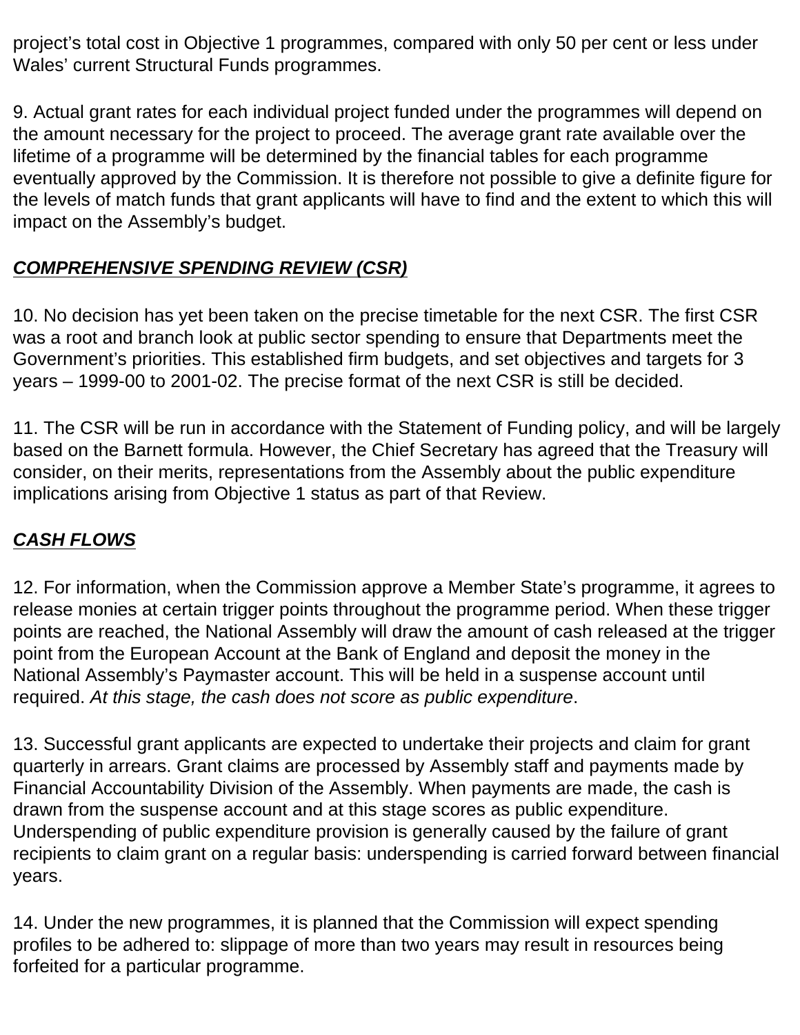project’s total cost in Objective 1 programmes, compared with only 50 per cent or less under Wales’ current Structural Funds programmes.

9. Actual grant rates for each individual project funded under the programmes will depend on the amount necessary for the project to proceed. The average grant rate available over the lifetime of a programme will be determined by the financial tables for each programme eventually approved by the Commission. It is therefore not possible to give a definite figure for the levels of match funds that grant applicants will have to find and the extent to which this will impact on the Assembly’s budget.

***COMPREHENSIVE SPENDING REVIEW (CSR)***

10. No decision has yet been taken on the precise timetable for the next CSR. The first CSR was a root and branch look at public sector spending to ensure that Departments meet the Government’s priorities. This established firm budgets, and set objectives and targets for 3 years – 1999-00 to 2001-02. The precise format of the next CSR is still be decided.

11. The CSR will be run in accordance with the Statement of Funding policy, and will be largely based on the Barnett formula. However, the Chief Secretary has agreed that the Treasury will consider, on their merits, representations from the Assembly about the public expenditure implications arising from Objective 1 status as part of that Review.

***CASH FLOWS***

12. For information, when the Commission approve a Member State’s programme, it agrees to release monies at certain trigger points throughout the programme period. When these trigger points are reached, the National Assembly will draw the amount of cash released at the trigger point from the European Account at the Bank of England and deposit the money in the National Assembly’s Paymaster account. This will be held in a suspense account until required. *At this stage, the cash does not score as public expenditure*.

13. Successful grant applicants are expected to undertake their projects and claim for grant quarterly in arrears. Grant claims are processed by Assembly staff and payments made by Financial Accountability Division of the Assembly. When payments are made, the cash is drawn from the suspense account and at this stage scores as public expenditure. Underspending of public expenditure provision is generally caused by the failure of grant recipients to claim grant on a regular basis: underspending is carried forward between financial years.

14. Under the new programmes, it is planned that the Commission will expect spending profiles to be adhered to: slippage of more than two years may result in resources being forfeited for a particular programme.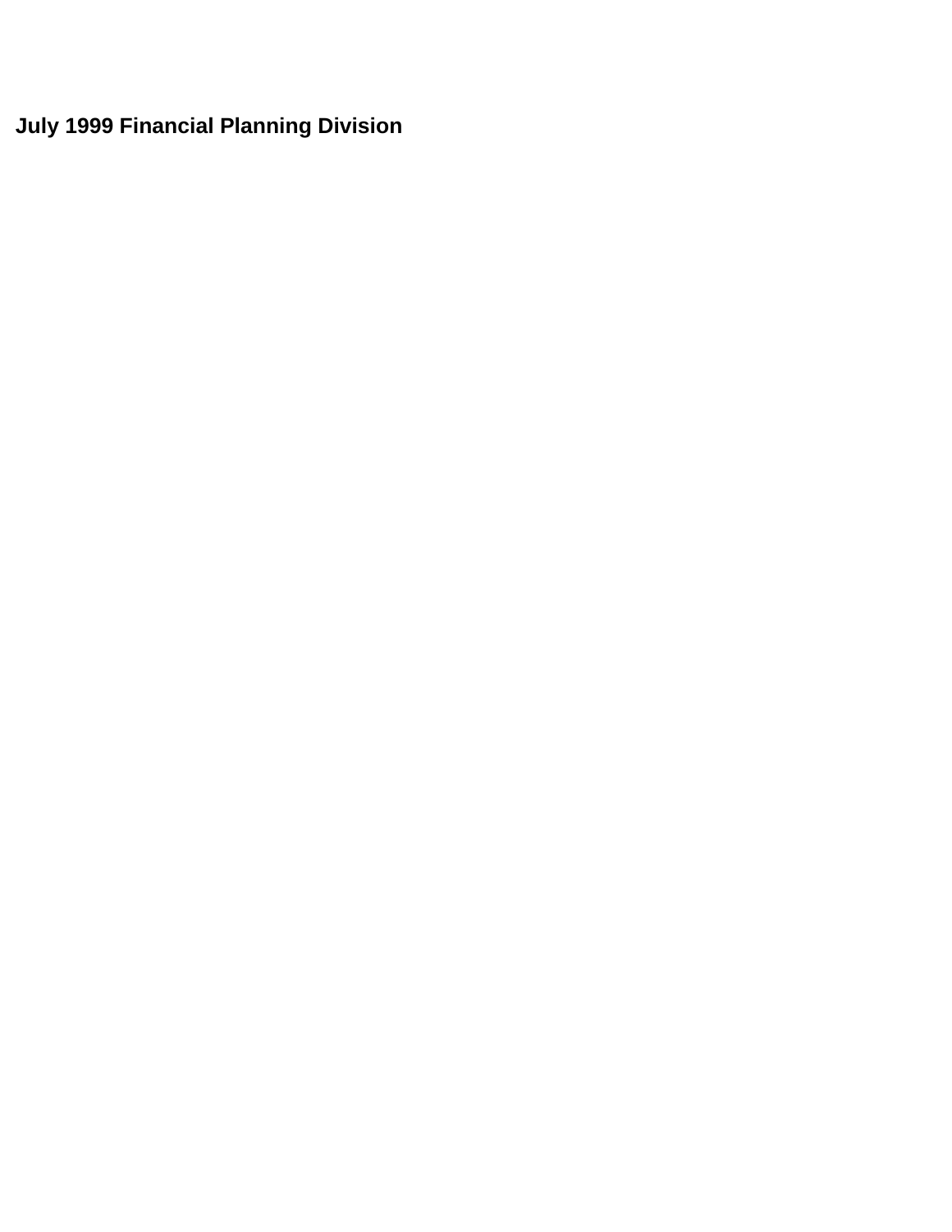**July 1999 Financial Planning Division**